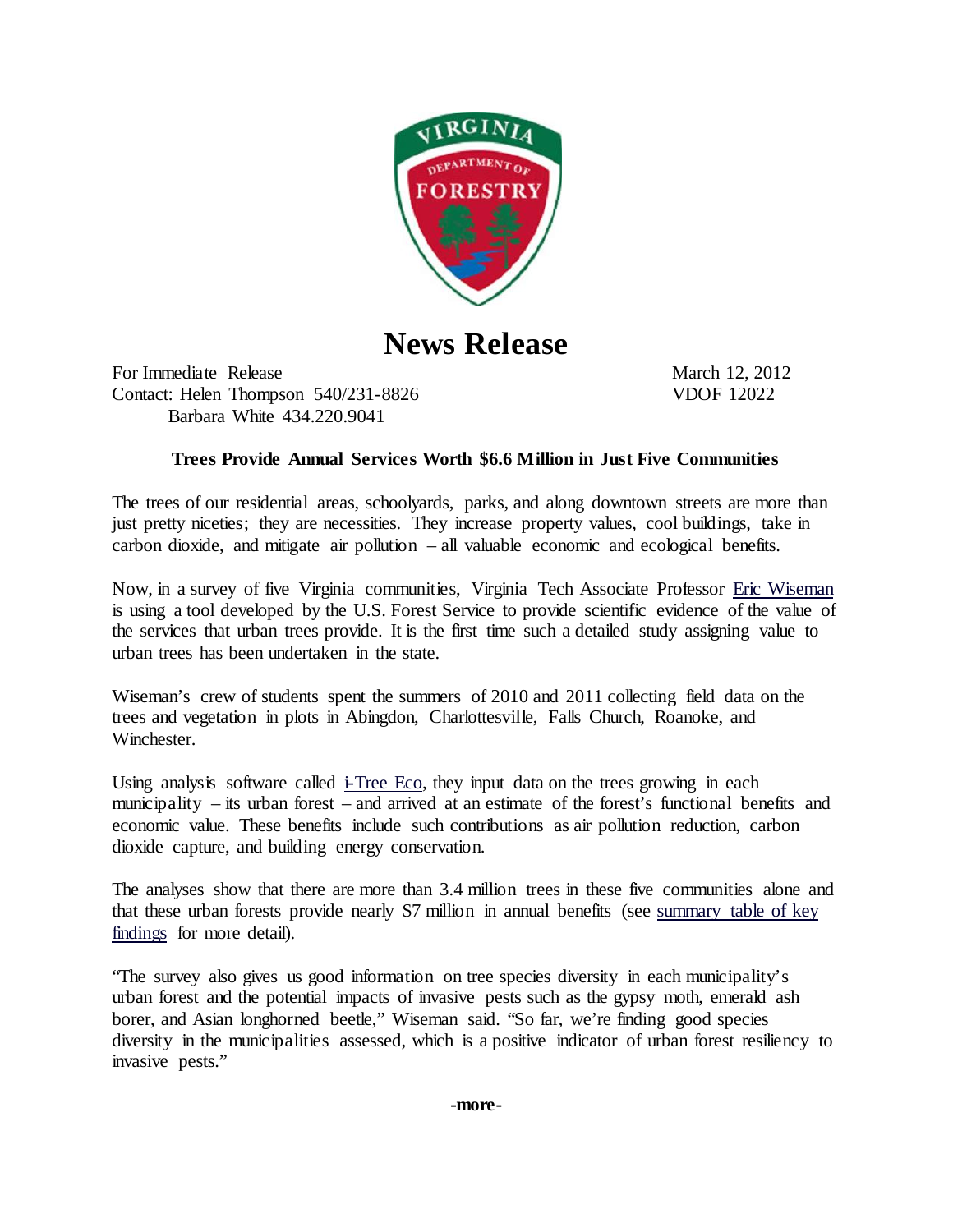# News Release

For Immediate Release
Contact: Helen Thompson 540/231-8826
Barbara White 434.220.9041

March 12, 2012
VDOF 12022

**Trees Provide Annual Services Worth $6.6 Million in Just Five Communities**

The trees of our residential areas, schoolyards, parks, and along downtown streets are more than just pretty niceties; they are necessities. They increase property values, cool buildings, take in carbon dioxide, and mitigate air pollution – all valuable economic and ecological benefits.

Now, in a survey of five Virginia communities, Virginia Tech Associate Professor Eric Wiseman is using a tool developed by the U.S. Forest Service to provide scientific evidence of the value of the services that urban trees provide. It is the first time such a detailed study assigning value to urban trees has been undertaken in the state.

Wiseman's crew of students spent the summers of 2010 and 2011 collecting field data on the trees and vegetation in plots in Abingdon, Charlottesville, Falls Church, Roanoke, and Winchester.

Using analysis software called i-Tree Eco, they input data on the trees growing in each municipality – its urban forest – and arrived at an estimate of the forest's functional benefits and economic value. These benefits include such contributions as air pollution reduction, carbon dioxide capture, and building energy conservation.

The analyses show that there are more than 3.4 million trees in these five communities alone and that these urban forests provide nearly $7 million in annual benefits (see summary table of key findings for more detail).

"The survey also gives us good information on tree species diversity in each municipality's urban forest and the potential impacts of invasive pests such as the gypsy moth, emerald ash borer, and Asian longhorned beetle," Wiseman said. "So far, we're finding good species diversity in the municipalities assessed, which is a positive indicator of urban forest resiliency to invasive pests."

**-more-**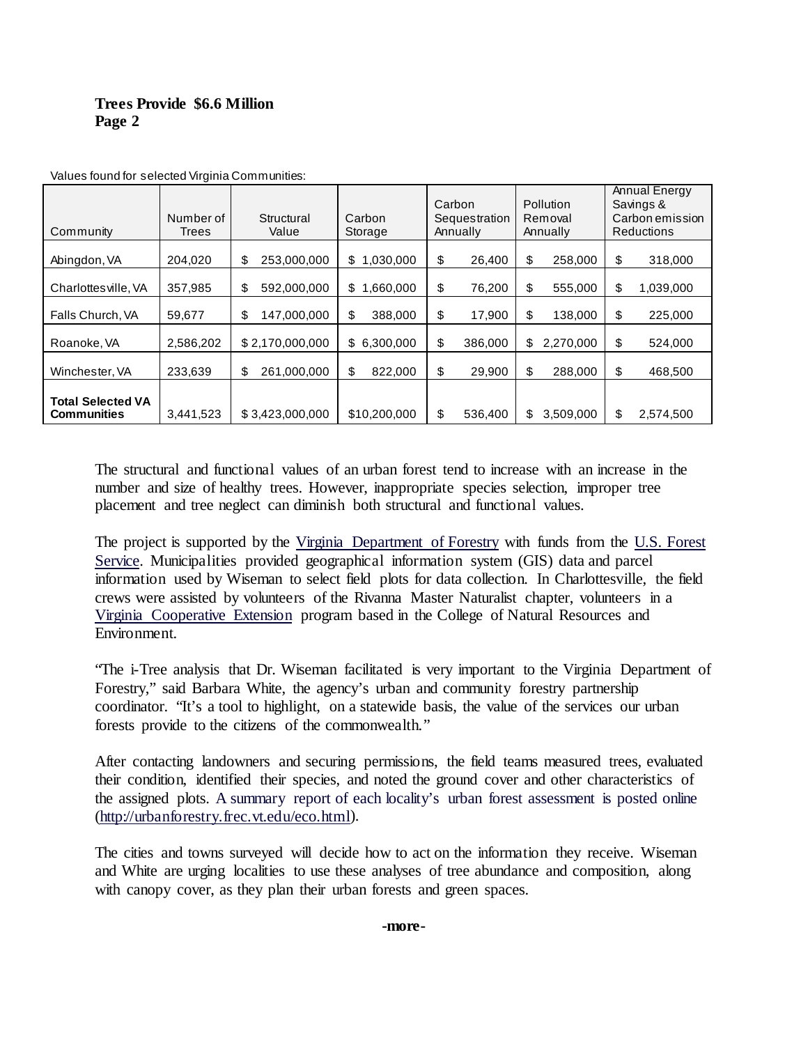Values found for selected Virginia Communities:

| Community | Number of Trees | Structural Value | Carbon Storage | Carbon Sequestration Annually | Pollution Removal Annually | Annual Energy Savings & Carbon emission Reductions |
|---|---|---|---|---|---|---|
| Abingdon, VA | 204,020 | $ 253,000,000 | $ 1,030,000 | $ 26,400 | $ 258,000 | $ 318,000 |
| Charlottesville, VA | 357,985 | $ 592,000,000 | $ 1,660,000 | $ 76,200 | $ 555,000 | $ 1,039,000 |
| Falls Church, VA | 59,677 | $ 147,000,000 | $ 388,000 | $ 17,900 | $ 138,000 | $ 225,000 |
| Roanoke, VA | 2,586,202 | $ 2,170,000,000 | $ 6,300,000 | $ 386,000 | $ 2,270,000 | $ 524,000 |
| Winchester, VA | 233,639 | $ 261,000,000 | $ 822,000 | $ 29,900 | $ 288,000 | $ 468,500 |
| **Total Selected VA Communities** | 3,441,523 | $ 3,423,000,000 | $10,200,000 | $ 536,400 | $ 3,509,000 | $ 2,574,500 |

The structural and functional values of an urban forest tend to increase with an increase in the number and size of healthy trees. However, inappropriate species selection, improper tree placement and tree neglect can diminish both structural and functional values.

The project is supported by the Virginia Department of Forestry with funds from the U.S. Forest Service. Municipalities provided geographical information system (GIS) data and parcel information used by Wiseman to select field plots for data collection. In Charlottesville, the field crews were assisted by volunteers of the Rivanna Master Naturalist chapter, volunteers in a Virginia Cooperative Extension program based in the College of Natural Resources and Environment.

"The i-Tree analysis that Dr. Wiseman facilitated is very important to the Virginia Department of Forestry," said Barbara White, the agency's urban and community forestry partnership coordinator. "It's a tool to highlight, on a statewide basis, the value of the services our urban forests provide to the citizens of the commonwealth."

After contacting landowners and securing permissions, the field teams measured trees, evaluated their condition, identified their species, and noted the ground cover and other characteristics of the assigned plots. A summary report of each locality's urban forest assessment is posted online (http://urbanforestry.frec.vt.edu/eco.html).

The cities and towns surveyed will decide how to act on the information they receive. Wiseman and White are urging localities to use these analyses of tree abundance and composition, along with canopy cover, as they plan their urban forests and green spaces.

**-more-**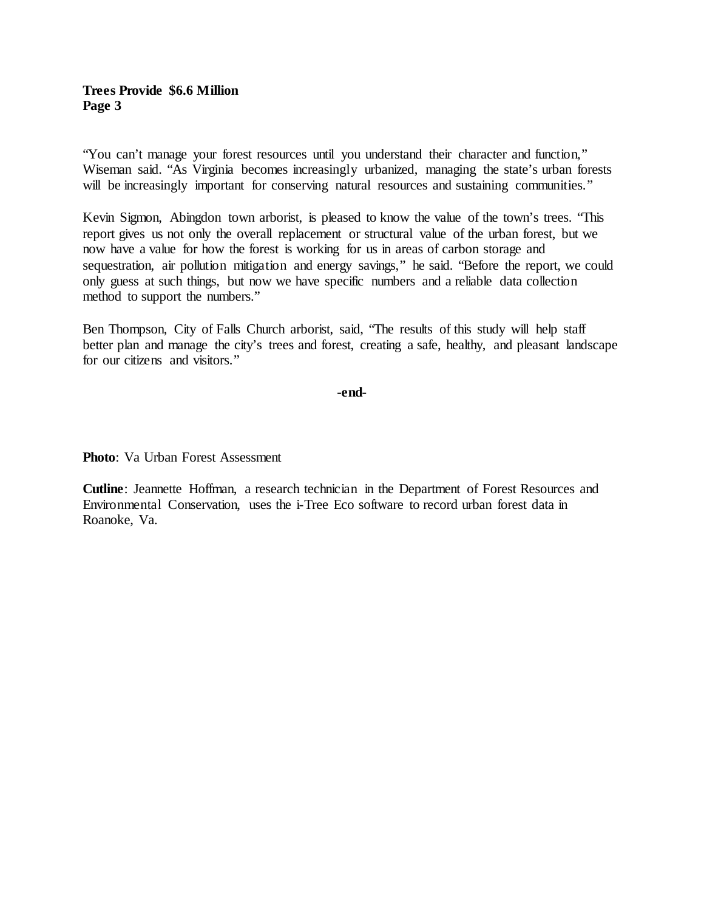"You can't manage your forest resources until you understand their character and function," Wiseman said. "As Virginia becomes increasingly urbanized, managing the state's urban forests will be increasingly important for conserving natural resources and sustaining communities."

Kevin Sigmon, Abingdon town arborist, is pleased to know the value of the town's trees. "This report gives us not only the overall replacement or structural value of the urban forest, but we now have a value for how the forest is working for us in areas of carbon storage and sequestration, air pollution mitigation and energy savings," he said. "Before the report, we could only guess at such things, but now we have specific numbers and a reliable data collection method to support the numbers."

Ben Thompson, City of Falls Church arborist, said, "The results of this study will help staff better plan and manage the city's trees and forest, creating a safe, healthy, and pleasant landscape for our citizens and visitors."

**-end-**

**Photo**: Va Urban Forest Assessment

**Cutline**: Jeannette Hoffman, a research technician in the Department of Forest Resources and Environmental Conservation, uses the i-Tree Eco software to record urban forest data in Roanoke, Va.